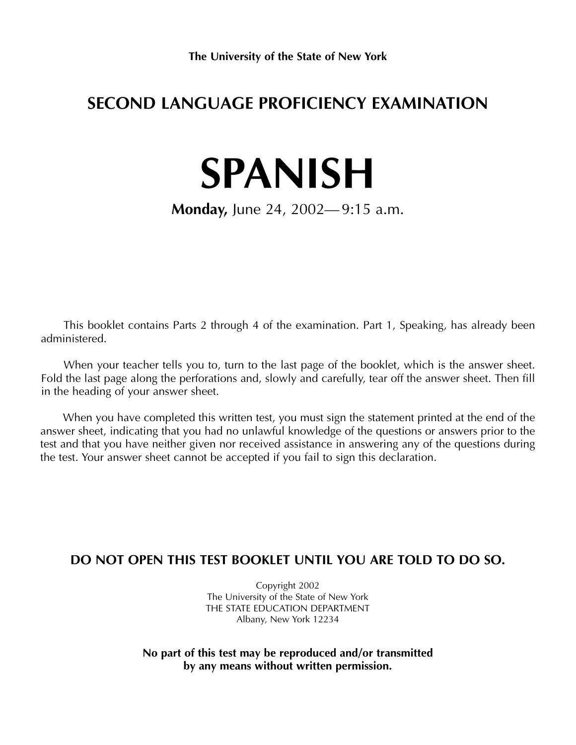**The University of the State of New York**

## SECOND LANGUAGE PROFICIENCY EXAMINATION

# SPANISH

**Monday,** June 24, 2002—9:15 a.m.

This booklet contains Parts 2 through 4 of the examination. Part 1, Speaking, has already been administered.

When your teacher tells you to, turn to the last page of the booklet, which is the answer sheet. Fold the last page along the perforations and, slowly and carefully, tear off the answer sheet. Then fill in the heading of your answer sheet.

When you have completed this written test, you must sign the statement printed at the end of the answer sheet, indicating that you had no unlawful knowledge of the questions or answers prior to the test and that you have neither given nor received assistance in answering any of the questions during the test. Your answer sheet cannot be accepted if you fail to sign this declaration.

**DO NOT OPEN THIS TEST BOOKLET UNTIL YOU ARE TOLD TO DO SO.**

Copyright 2002
The University of the State of New York
THE STATE EDUCATION DEPARTMENT
Albany, New York 12234

**No part of this test may be reproduced and/or transmitted by any means without written permission.**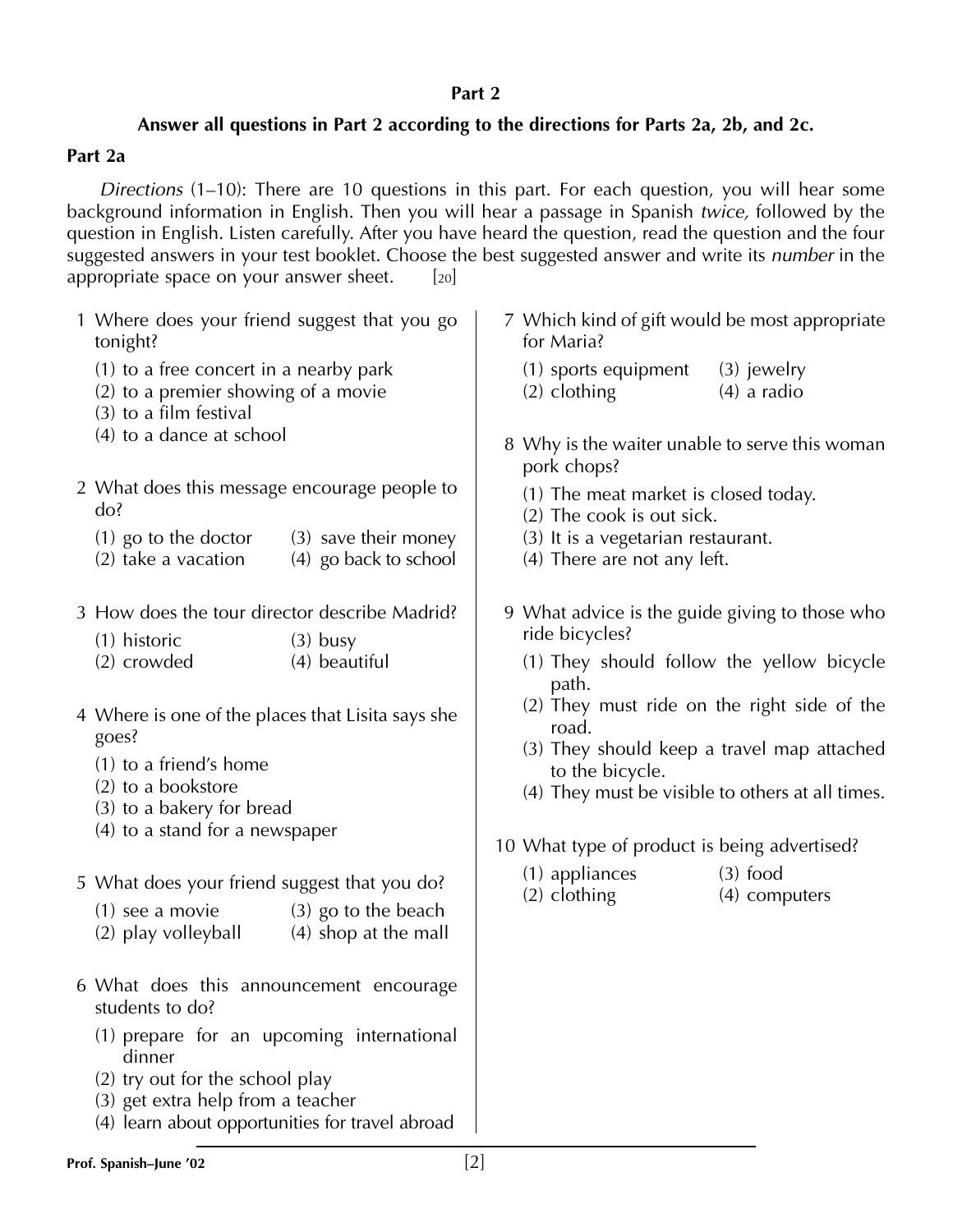## Part 2

**Answer all questions in Part 2 according to the directions for Parts 2a, 2b, and 2c.**

### Part 2a

*Directions* (1–10): There are 10 questions in this part. For each question, you will hear some background information in English. Then you will hear a passage in Spanish *twice,* followed by the question in English. Listen carefully. After you have heard the question, read the question and the four suggested answers in your test booklet. Choose the best suggested answer and write its *number* in the appropriate space on your answer sheet. [20]

1 Where does your friend suggest that you go tonight?

(1) to a free concert in a nearby park
(2) to a premier showing of a movie
(3) to a film festival
(4) to a dance at school

2 What does this message encourage people to do?

(1) go to the doctor
(2) take a vacation
(3) save their money
(4) go back to school

3 How does the tour director describe Madrid?

(1) historic
(2) crowded
(3) busy
(4) beautiful

4 Where is one of the places that Lisita says she goes?

(1) to a friend's home
(2) to a bookstore
(3) to a bakery for bread
(4) to a stand for a newspaper

5 What does your friend suggest that you do?

(1) see a movie
(2) play volleyball
(3) go to the beach
(4) shop at the mall

6 What does this announcement encourage students to do?

(1) prepare for an upcoming international dinner
(2) try out for the school play
(3) get extra help from a teacher
(4) learn about opportunities for travel abroad

7 Which kind of gift would be most appropriate for Maria?

(1) sports equipment
(2) clothing
(3) jewelry
(4) a radio

8 Why is the waiter unable to serve this woman pork chops?

(1) The meat market is closed today.
(2) The cook is out sick.
(3) It is a vegetarian restaurant.
(4) There are not any left.

9 What advice is the guide giving to those who ride bicycles?

(1) They should follow the yellow bicycle path.
(2) They must ride on the right side of the road.
(3) They should keep a travel map attached to the bicycle.
(4) They must be visible to others at all times.

10 What type of product is being advertised?

(1) appliances
(2) clothing
(3) food
(4) computers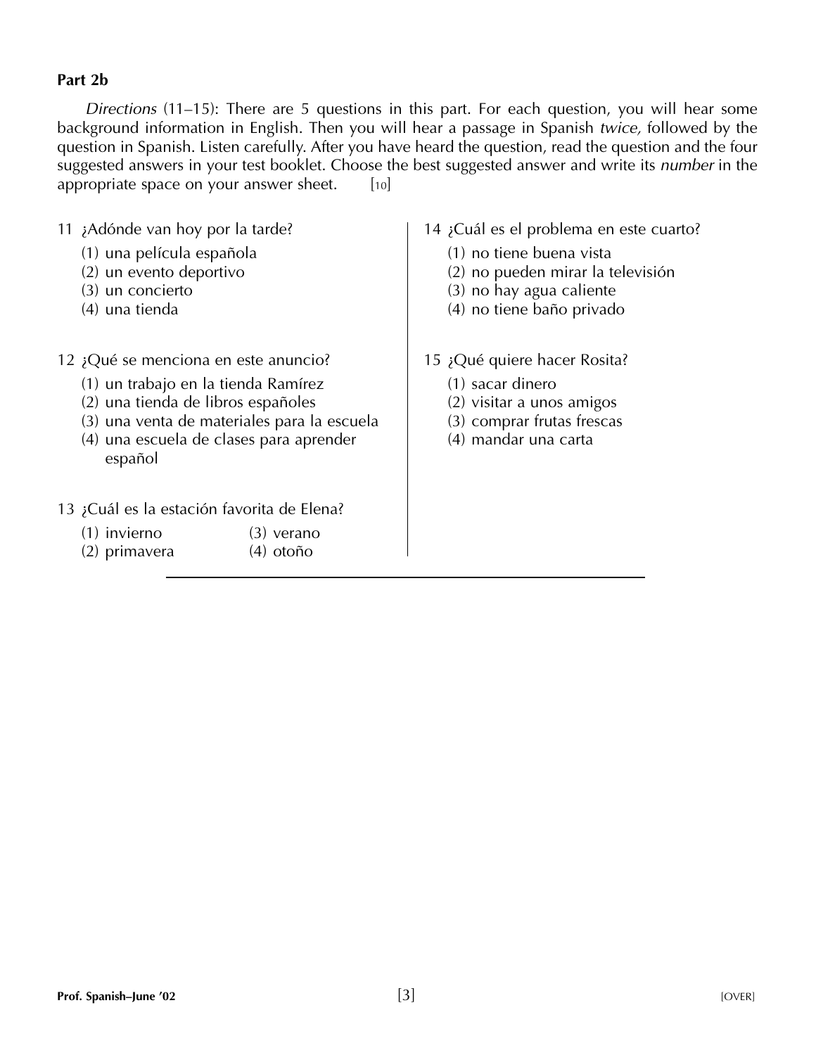## Part 2b

*Directions* (11–15): There are 5 questions in this part. For each question, you will hear some background information in English. Then you will hear a passage in Spanish *twice,* followed by the question in Spanish. Listen carefully. After you have heard the question, read the question and the four suggested answers in your test booklet. Choose the best suggested answer and write its *number* in the appropriate space on your answer sheet. [10]

11 ¿Adónde van hoy por la tarde?

(1) una película española
(2) un evento deportivo
(3) un concierto
(4) una tienda

12 ¿Qué se menciona en este anuncio?

(1) un trabajo en la tienda Ramírez
(2) una tienda de libros españoles
(3) una venta de materiales para la escuela
(4) una escuela de clases para aprender español

13 ¿Cuál es la estación favorita de Elena?

(1) invierno
(2) primavera
(3) verano
(4) otoño

14 ¿Cuál es el problema en este cuarto?

(1) no tiene buena vista
(2) no pueden mirar la televisión
(3) no hay agua caliente
(4) no tiene baño privado

15 ¿Qué quiere hacer Rosita?

(1) sacar dinero
(2) visitar a unos amigos
(3) comprar frutas frescas
(4) mandar una carta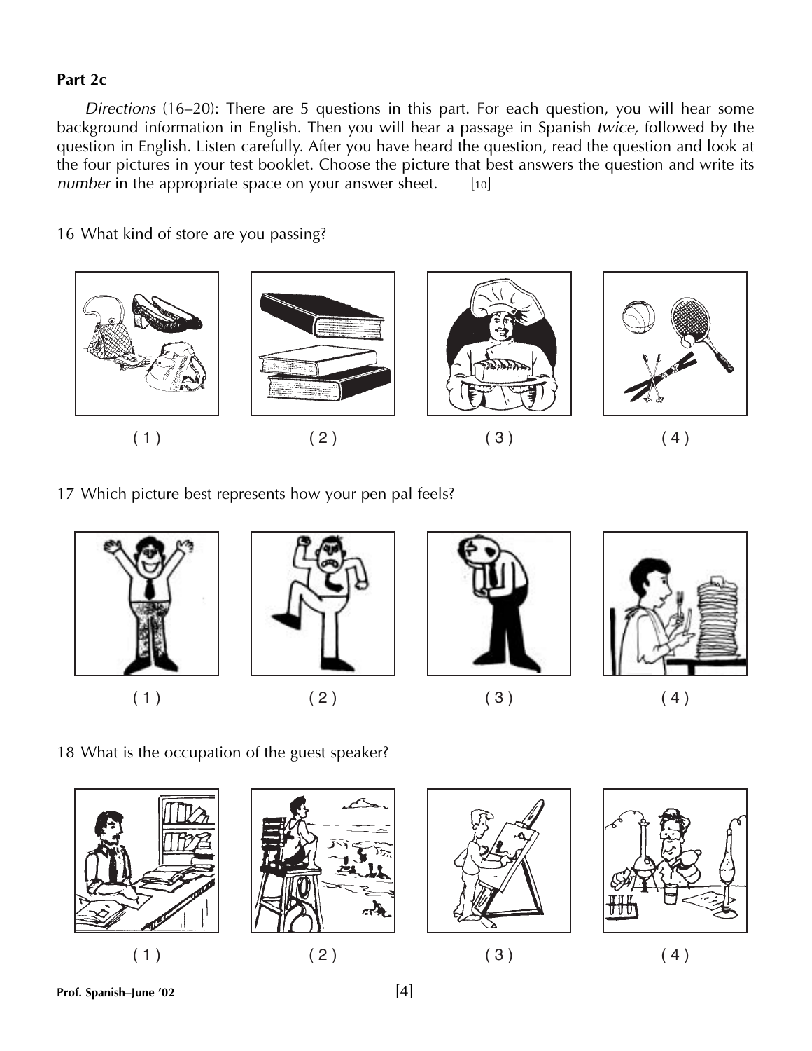**Part 2c**

*Directions* (16–20): There are 5 questions in this part. For each question, you will hear some background information in English. Then you will hear a passage in Spanish *twice,* followed by the question in English. Listen carefully. After you have heard the question, read the question and look at the four pictures in your test booklet. Choose the picture that best answers the question and write its *number* in the appropriate space on your answer sheet. [10]

16 What kind of store are you passing?

( 1 ) ( 2 ) ( 3 ) ( 4 )

17 Which picture best represents how your pen pal feels?

( 1 ) ( 2 ) ( 3 ) ( 4 )

18 What is the occupation of the guest speaker?

( 1 ) ( 2 ) ( 3 ) ( 4 )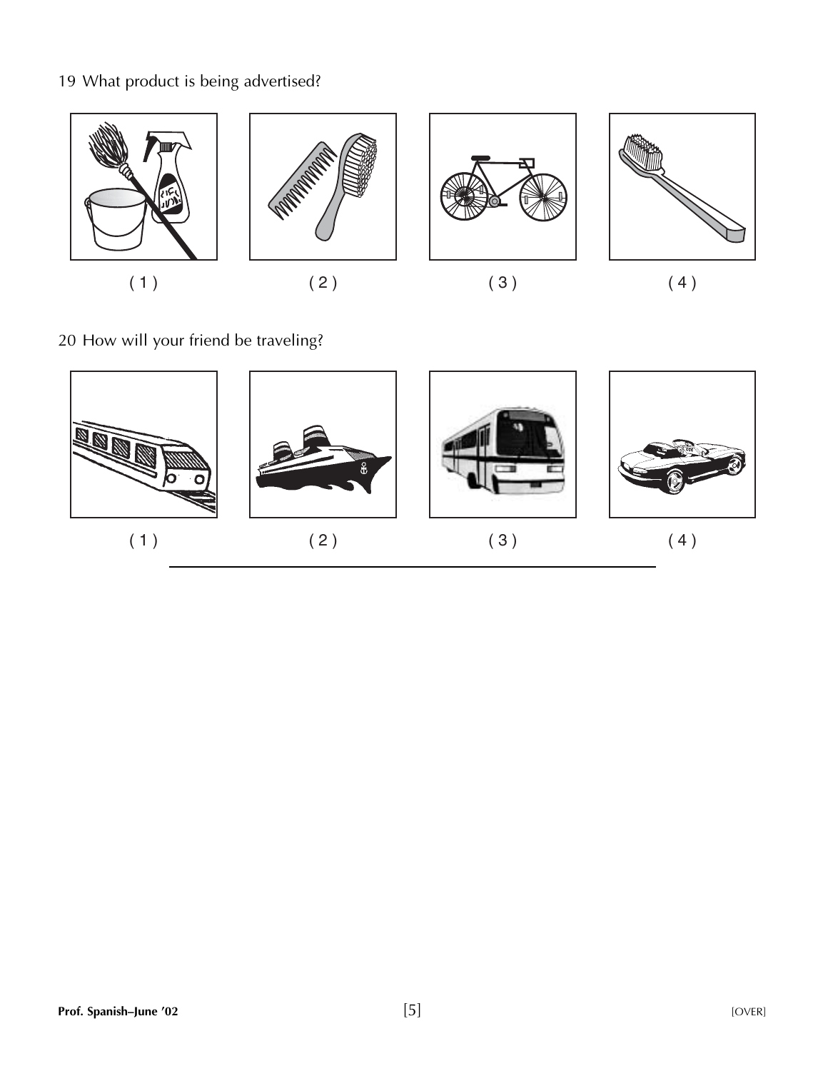19 What product is being advertised?

( 1 )　　( 2 )　　( 3 )　　( 4 )

20 How will your friend be traveling?

( 1 )　　( 2 )　　( 3 )　　( 4 )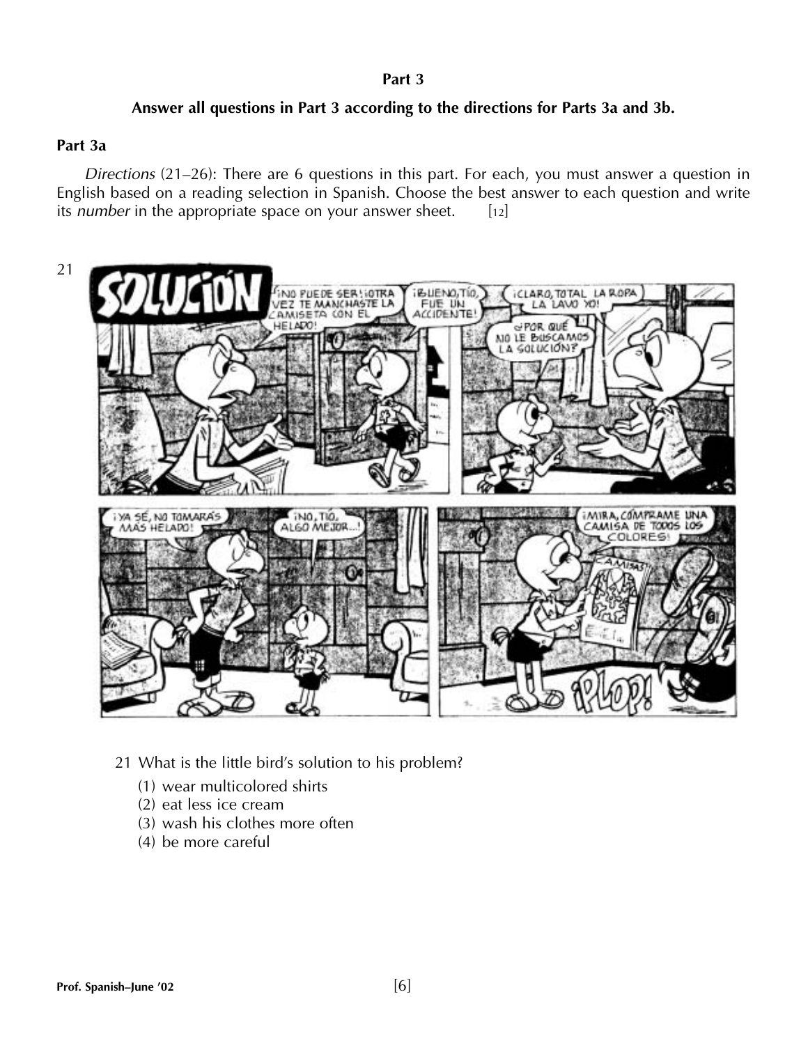## Part 3

**Answer all questions in Part 3 according to the directions for Parts 3a and 3b.**

### Part 3a

*Directions* (21–26): There are 6 questions in this part. For each, you must answer a question in English based on a reading selection in Spanish. Choose the best answer to each question and write its *number* in the appropriate space on your answer sheet. [12]

21

**SOLUCIÓN**

¡NO PUEDE SER! ¡OTRA VEZ TE MANCHASTE LA CAMISETA CON EL HELADO!

¡BUENO, TÍO, FUE UN ACCIDENTE!

¡CLARO, TOTAL LA ROPA LA LAVO YO!

¿POR QUÉ NO LE BUSCAMOS LA SOLUCIÓN?

¡YA SÉ, NO TOMARÁS MÁS HELADO!

¡NO, TÍO, ALGO MEJOR...!

¡MIRA, CÓMPRAME UNA CAMISA DE TODOS LOS COLORES!

CAMISAS

¡PLOP!

21 What is the little bird's solution to his problem?

(1) wear multicolored shirts
(2) eat less ice cream
(3) wash his clothes more often
(4) be more careful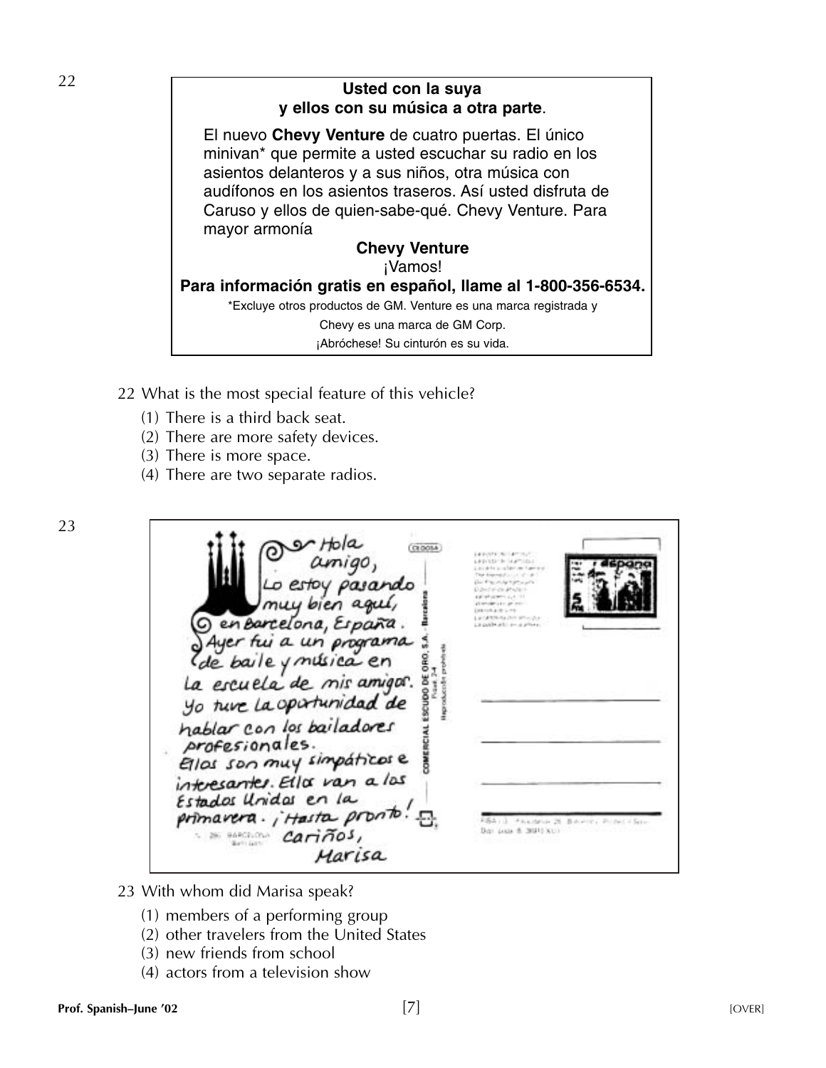22

**Usted con la suya**
**y ellos con su música a otra parte**.

El nuevo **Chevy Venture** de cuatro puertas. El único minivan* que permite a usted escuchar su radio en los asientos delanteros y a sus niños, otra música con audífonos en los asientos traseros. Así usted disfruta de Caruso y ellos de quien-sabe-qué. Chevy Venture. Para mayor armonía

**Chevy Venture**

¡Vamos!

**Para información gratis en español, llame al 1-800-356-6534.**

*Excluye otros productos de GM. Venture es una marca registrada y Chevy es una marca de GM Corp.

¡Abróchese! Su cinturón es su vida.

22 What is the most special feature of this vehicle?

(1) There is a third back seat.
(2) There are more safety devices.
(3) There is more space.
(4) There are two separate radios.

23

Hola amigo,
Lo estoy pasando muy bien aquí, en Barcelona, España. Ayer fui a un programa de baile y música en la escuela de mis amigos. Yo tuve la oportunidad de hablar con los bailadores profesionales. Ellos son muy simpáticos e interesantes. Ellos van a los Estados Unidos en la primavera. ¡Hasta pronto!
Cariños,
Marisa

23 With whom did Marisa speak?

(1) members of a performing group
(2) other travelers from the United States
(3) new friends from school
(4) actors from a television show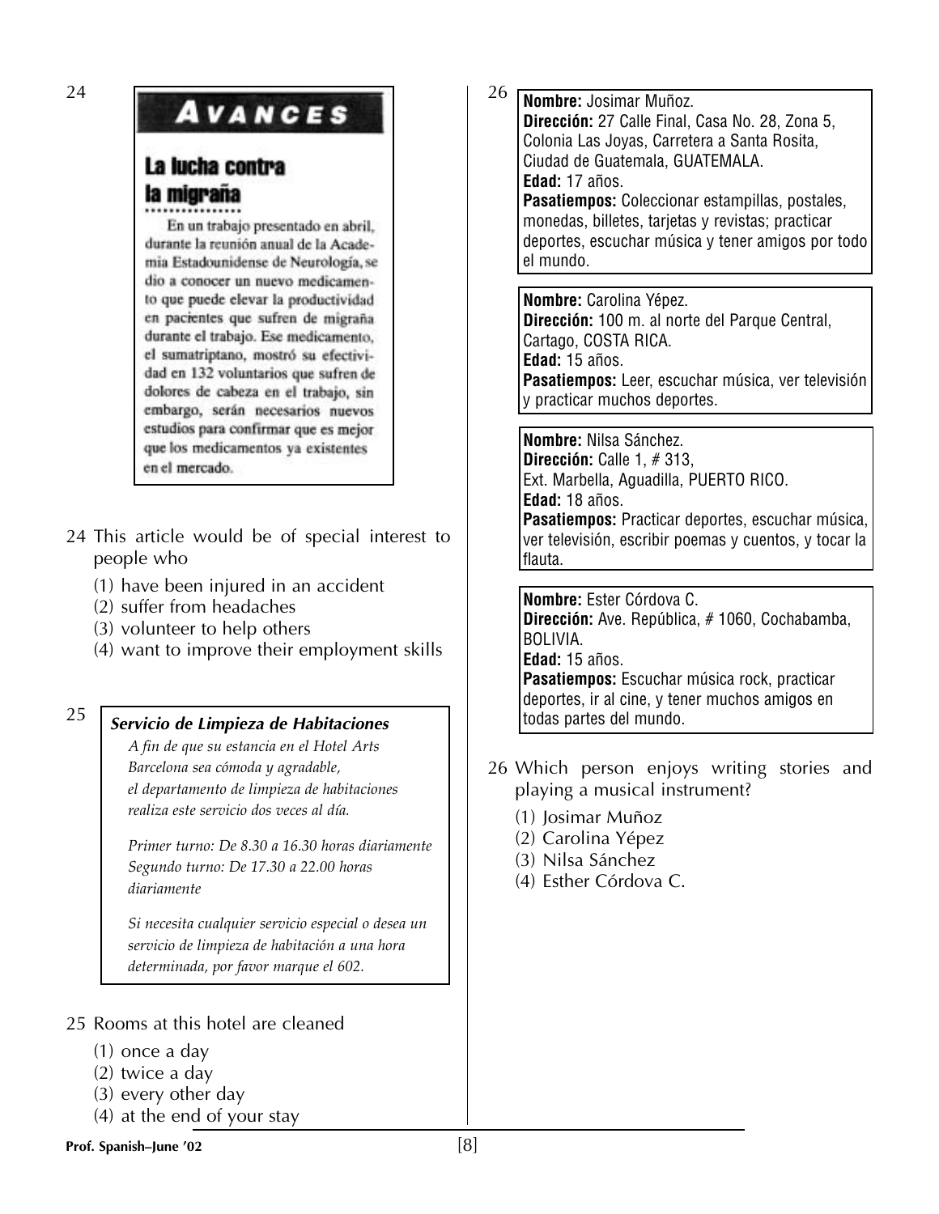24

## AVANCES

### La lucha contra la migraña

En un trabajo presentado en abril, durante la reunión anual de la Academia Estadounidense de Neurología, se dio a conocer un nuevo medicamento que puede elevar la productividad en pacientes que sufren de migraña durante el trabajo. Ese medicamento, el sumatriptano, mostró su efectividad en 132 voluntarios que sufren de dolores de cabeza en el trabajo, sin embargo, serán necesarios nuevos estudios para confirmar que es mejor que los medicamentos ya existentes en el mercado.

24 This article would be of special interest to people who

(1) have been injured in an accident
(2) suffer from headaches
(3) volunteer to help others
(4) want to improve their employment skills

25

***Servicio de Limpieza de Habitaciones***

*A fin de que su estancia en el Hotel Arts Barcelona sea cómoda y agradable, el departamento de limpieza de habitaciones realiza este servicio dos veces al día.*

*Primer turno: De 8.30 a 16.30 horas diariamente*
*Segundo turno: De 17.30 a 22.00 horas diariamente*

*Si necesita cualquier servicio especial o desea un servicio de limpieza de habitación a una hora determinada, por favor marque el 602.*

25 Rooms at this hotel are cleaned

(1) once a day
(2) twice a day
(3) every other day
(4) at the end of your stay

26

**Nombre:** Josimar Muñoz.
**Dirección:** 27 Calle Final, Casa No. 28, Zona 5, Colonia Las Joyas, Carretera a Santa Rosita, Ciudad de Guatemala, GUATEMALA.
**Edad:** 17 años.
**Pasatiempos:** Coleccionar estampillas, postales, monedas, billetes, tarjetas y revistas; practicar deportes, escuchar música y tener amigos por todo el mundo.

**Nombre:** Carolina Yépez.
**Dirección:** 100 m. al norte del Parque Central, Cartago, COSTA RICA.
**Edad:** 15 años.
**Pasatiempos:** Leer, escuchar música, ver televisión y practicar muchos deportes.

**Nombre:** Nilsa Sánchez.
**Dirección:** Calle 1, # 313, Ext. Marbella, Aguadilla, PUERTO RICO.
**Edad:** 18 años.
**Pasatiempos:** Practicar deportes, escuchar música, ver televisión, escribir poemas y cuentos, y tocar la flauta.

**Nombre:** Ester Córdova C.
**Dirección:** Ave. República, # 1060, Cochabamba, BOLIVIA.
**Edad:** 15 años.
**Pasatiempos:** Escuchar música rock, practicar deportes, ir al cine, y tener muchos amigos en todas partes del mundo.

26 Which person enjoys writing stories and playing a musical instrument?

(1) Josimar Muñoz
(2) Carolina Yépez
(3) Nilsa Sánchez
(4) Esther Córdova C.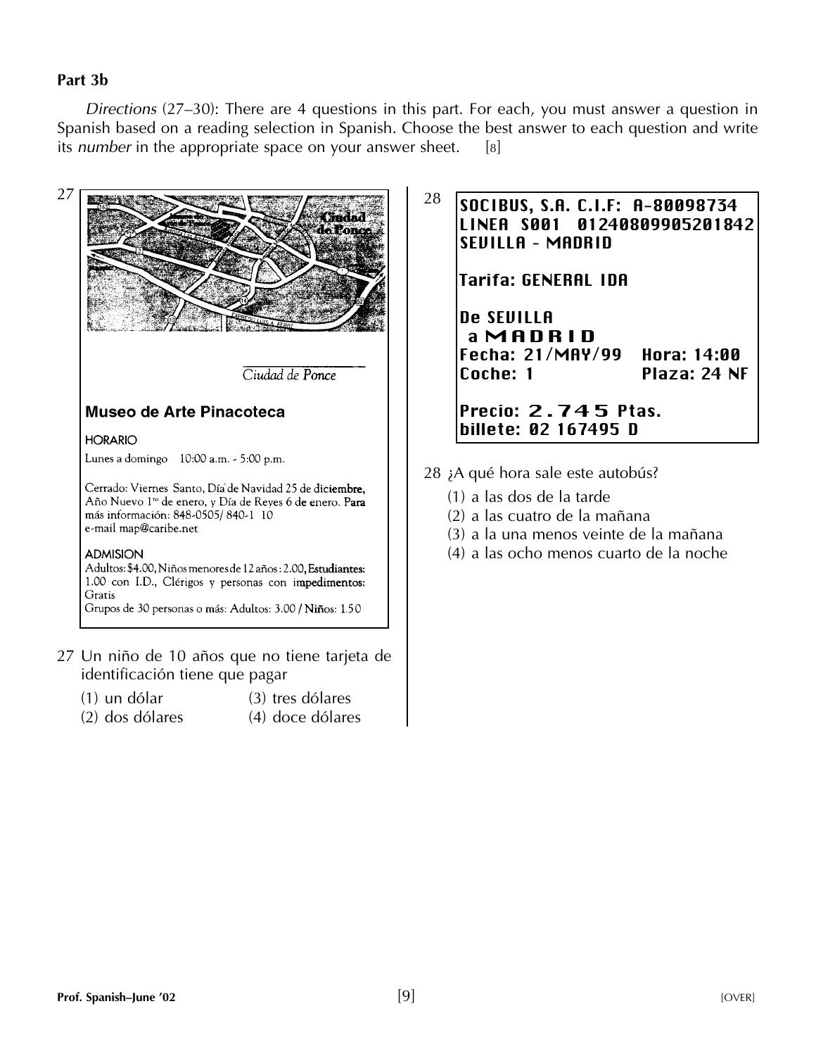## Part 3b

*Directions* (27–30): There are 4 questions in this part. For each, you must answer a question in Spanish based on a reading selection in Spanish. Choose the best answer to each question and write its *number* in the appropriate space on your answer sheet. [8]

27

Ciudad de Ponce

**Museo de Arte Pinacoteca**

HORARIO

Lunes a domingo 10:00 a.m. - 5:00 p.m.

Cerrado: Viernes Santo, Día de Navidad 25 de diciembre, Año Nuevo 1ro de enero, y Día de Reyes 6 de enero. Para más información: 848-0505/ 840-1 10
e-mail map@caribe.net

ADMISION

Adultos: $4.00, Niños menores de 12 años: 2.00, Estudiantes: 1.00 con I.D., Clérigos y personas con impedimentos: Gratis
Grupos de 30 personas o más: Adultos: 3.00 / Niños: 1.50

27 Un niño de 10 años que no tiene tarjeta de identificación tiene que pagar

(1) un dólar
(2) dos dólares
(3) tres dólares
(4) doce dólares

28

```
SOCIBUS, S.A. C.I.F: A-80098734
LINEA S001 01240809905201842
SEVILLA - MADRID

Tarifa: GENERAL IDA

De SEVILLA
 a MADRID
Fecha: 21/MAY/99    Hora: 14:00
Coche: 1            Plaza: 24 NF

Precio: 2.745 Ptas.
billete: 02 167495 D
```

28 ¿A qué hora sale este autobús?

(1) a las dos de la tarde
(2) a las cuatro de la mañana
(3) a la una menos veinte de la mañana
(4) a las ocho menos cuarto de la noche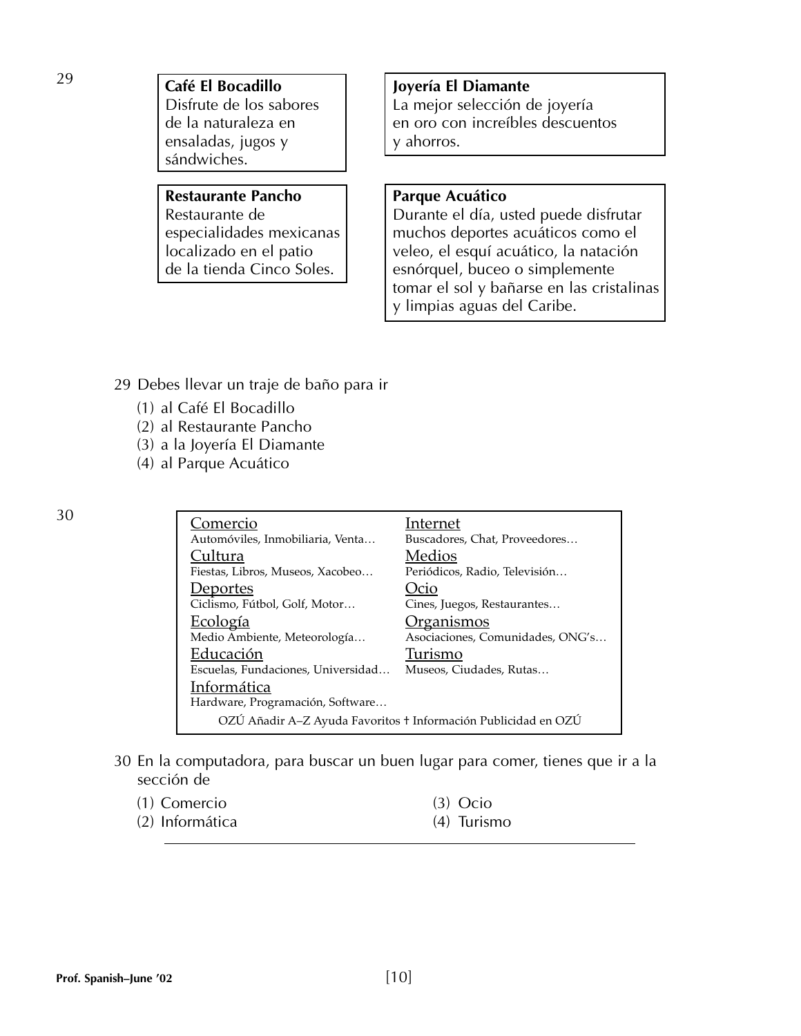29

**Café El Bocadillo**
Disfrute de los sabores de la naturaleza en ensaladas, jugos y sándwiches.

**Restaurante Pancho**
Restaurante de especialidades mexicanas localizado en el patio de la tienda Cinco Soles.

**Joyería El Diamante**
La mejor selección de joyería en oro con increíbles descuentos y ahorros.

**Parque Acuático**
Durante el día, usted puede disfrutar muchos deportes acuáticos como el veleo, el esquí acuático, la natación esnórquel, buceo o simplemente tomar el sol y bañarse en las cristalinas y limpias aguas del Caribe.

29 Debes llevar un traje de baño para ir

(1) al Café El Bocadillo
(2) al Restaurante Pancho
(3) a la Joyería El Diamante
(4) al Parque Acuático

30

Comercio
Automóviles, Inmobiliaria, Venta…

Cultura
Fiestas, Libros, Museos, Xacobeo…

Deportes
Ciclismo, Fútbol, Golf, Motor…

Ecología
Medio Ambiente, Meteorología…

Educación
Escuelas, Fundaciones, Universidad…

Informática
Hardware, Programación, Software…

Internet
Buscadores, Chat, Proveedores…

Medios
Periódicos, Radio, Televisión…

Ocio
Cines, Juegos, Restaurantes…

Organismos
Asociaciones, Comunidades, ONG's…

Turismo
Museos, Ciudades, Rutas…

OZÚ Añadir A–Z Ayuda Favoritos † Información Publicidad en OZÚ

30 En la computadora, para buscar un buen lugar para comer, tienes que ir a la sección de

(1) Comercio
(2) Informática
(3) Ocio
(4) Turismo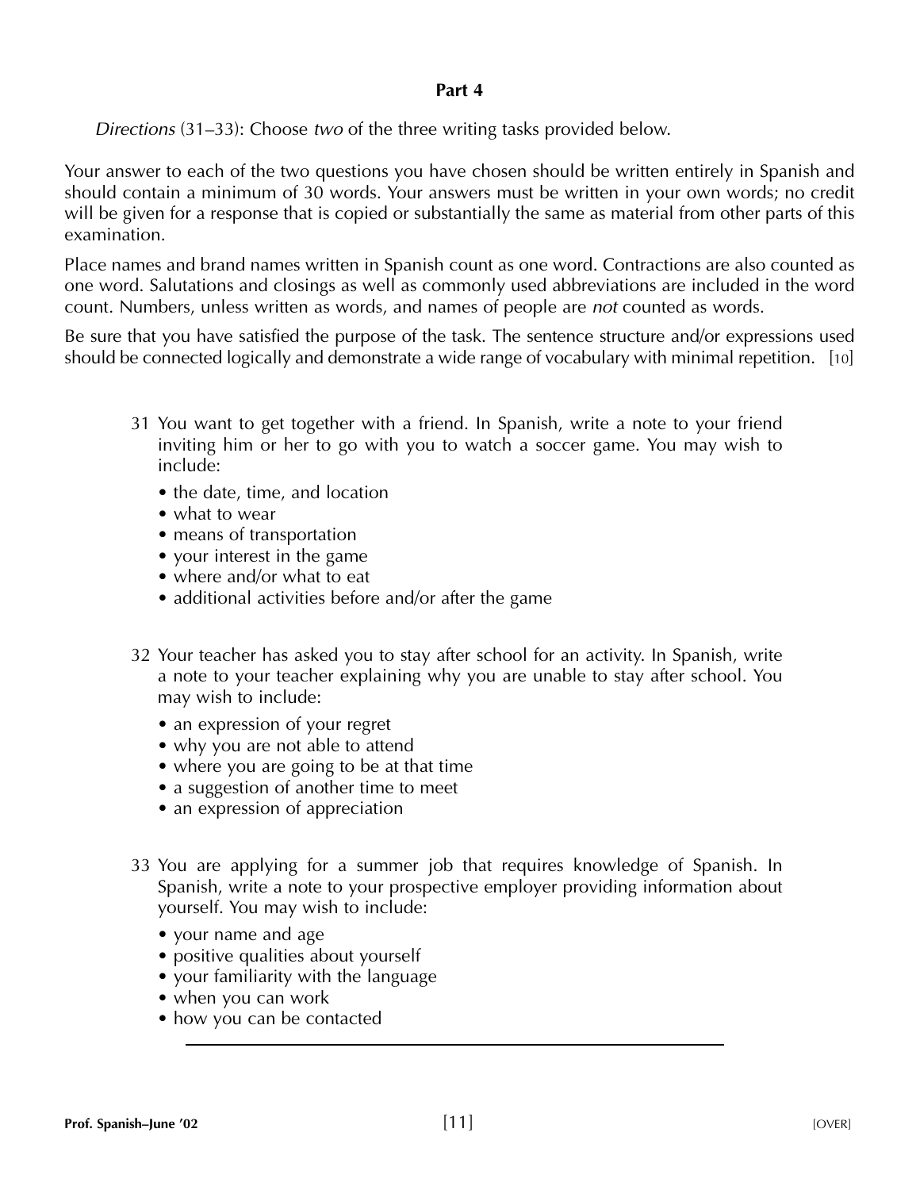## Part 4

*Directions* (31–33): Choose *two* of the three writing tasks provided below.

Your answer to each of the two questions you have chosen should be written entirely in Spanish and should contain a minimum of 30 words. Your answers must be written in your own words; no credit will be given for a response that is copied or substantially the same as material from other parts of this examination.

Place names and brand names written in Spanish count as one word. Contractions are also counted as one word. Salutations and closings as well as commonly used abbreviations are included in the word count. Numbers, unless written as words, and names of people are *not* counted as words.

Be sure that you have satisfied the purpose of the task. The sentence structure and/or expressions used should be connected logically and demonstrate a wide range of vocabulary with minimal repetition. [10]

31 You want to get together with a friend. In Spanish, write a note to your friend inviting him or her to go with you to watch a soccer game. You may wish to include:

- the date, time, and location
- what to wear
- means of transportation
- your interest in the game
- where and/or what to eat
- additional activities before and/or after the game

32 Your teacher has asked you to stay after school for an activity. In Spanish, write a note to your teacher explaining why you are unable to stay after school. You may wish to include:

- an expression of your regret
- why you are not able to attend
- where you are going to be at that time
- a suggestion of another time to meet
- an expression of appreciation

33 You are applying for a summer job that requires knowledge of Spanish. In Spanish, write a note to your prospective employer providing information about yourself. You may wish to include:

- your name and age
- positive qualities about yourself
- your familiarity with the language
- when you can work
- how you can be contacted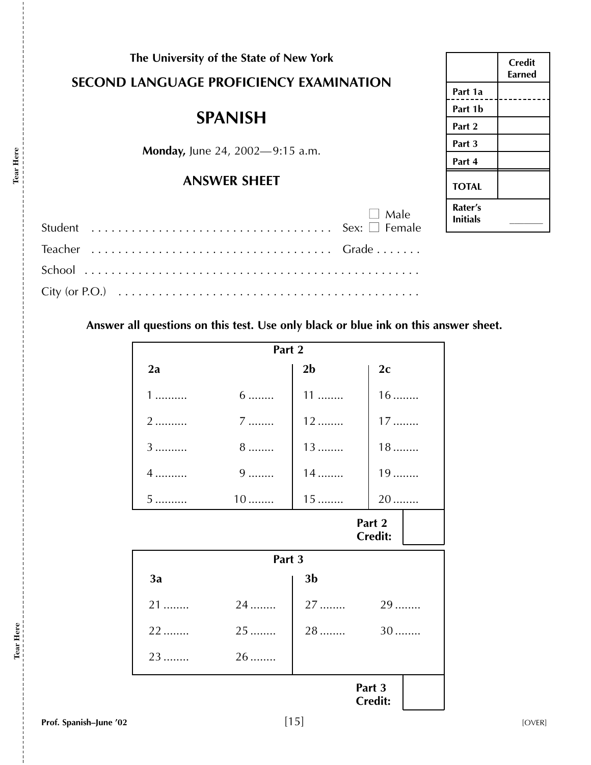The University of the State of New York

## SECOND LANGUAGE PROFICIENCY EXAMINATION

# SPANISH

**Monday,** June 24, 2002—9:15 a.m.

## ANSWER SHEET

| | Credit Earned |
|---|---|
| Part 1a | |
| Part 1b | |
| Part 2 | |
| Part 3 | |
| Part 4 | |
| TOTAL | |
| Rater's Initials | ______ |

Student . . . . . . . . . . . . . . . . . . . . . . . . . . . . . . . . . . Sex: ☐ Male ☐ Female

Teacher . . . . . . . . . . . . . . . . . . . . . . . . . . . . . . . . . Grade . . . . . . .

School . . . . . . . . . . . . . . . . . . . . . . . . . . . . . . . . . . . . . . . . . . . . . . .

City (or P.O.) . . . . . . . . . . . . . . . . . . . . . . . . . . . . . . . . . . . . . . . .

**Answer all questions on this test. Use only black or blue ink on this answer sheet.**

**Part 2**

| 2a | | 2b | 2c |
|---|---|---|---|
| 1 .......... | 6 ........ | 11 ........ | 16 ........ |
| 2 .......... | 7 ........ | 12 ........ | 17 ........ |
| 3 .......... | 8 ........ | 13 ........ | 18 ........ |
| 4 .......... | 9 ........ | 14 ........ | 19 ........ |
| 5 .......... | 10 ........ | 15 ........ | 20 ........ |

**Part 2 Credit:** ☐

**Part 3**

| 3a | | 3b | |
|---|---|---|---|
| 21 ........ | 24 ........ | 27 ........ | 29 ........ |
| 22 ........ | 25 ........ | 28 ........ | 30 ........ |
| 23 ........ | 26 ........ | | |

**Part 3 Credit:** ☐

[OVER]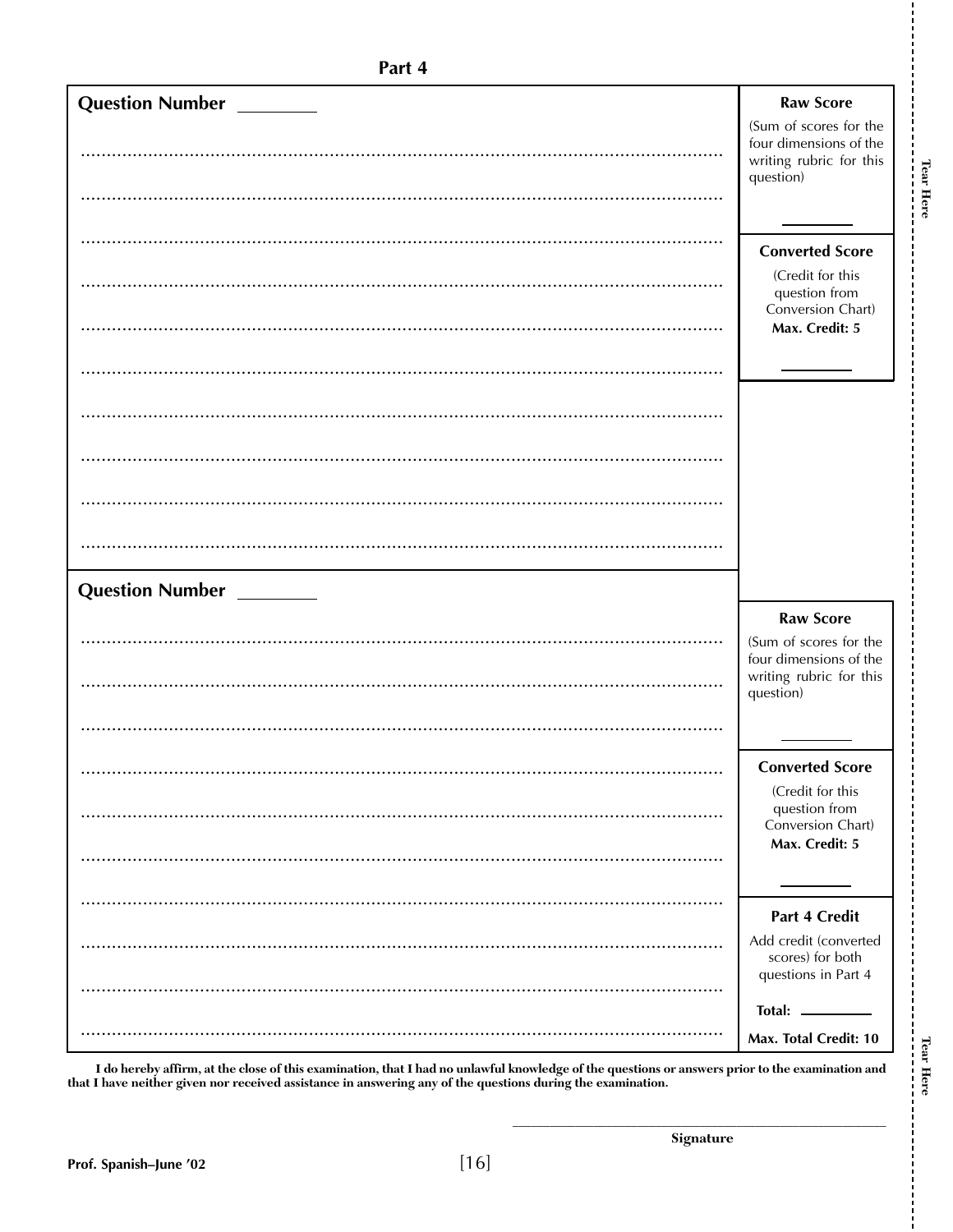## Part 4

**Question Number** ________

..................................................................................................................................

..................................................................................................................................

..................................................................................................................................

..................................................................................................................................

..................................................................................................................................

..................................................................................................................................

..................................................................................................................................

..................................................................................................................................

..................................................................................................................................

..................................................................................................................................

**Raw Score**

(Sum of scores for the four dimensions of the writing rubric for this question)

________

**Converted Score**

(Credit for this question from Conversion Chart)

**Max. Credit: 5**

________

**Question Number** ________

..................................................................................................................................

..................................................................................................................................

..................................................................................................................................

..................................................................................................................................

..................................................................................................................................

..................................................................................................................................

..................................................................................................................................

..................................................................................................................................

..................................................................................................................................

..................................................................................................................................

**Raw Score**

(Sum of scores for the four dimensions of the writing rubric for this question)

________

**Converted Score**

(Credit for this question from Conversion Chart)

**Max. Credit: 5**

________

**Part 4 Credit**

Add credit (converted scores) for both questions in Part 4

**Total:** ________

**Max. Total Credit: 10**

**I do hereby affirm, at the close of this examination, that I had no unlawful knowledge of the questions or answers prior to the examination and that I have neither given nor received assistance in answering any of the questions during the examination.**

______________________________________________

**Signature**

Tear Here

Tear Here